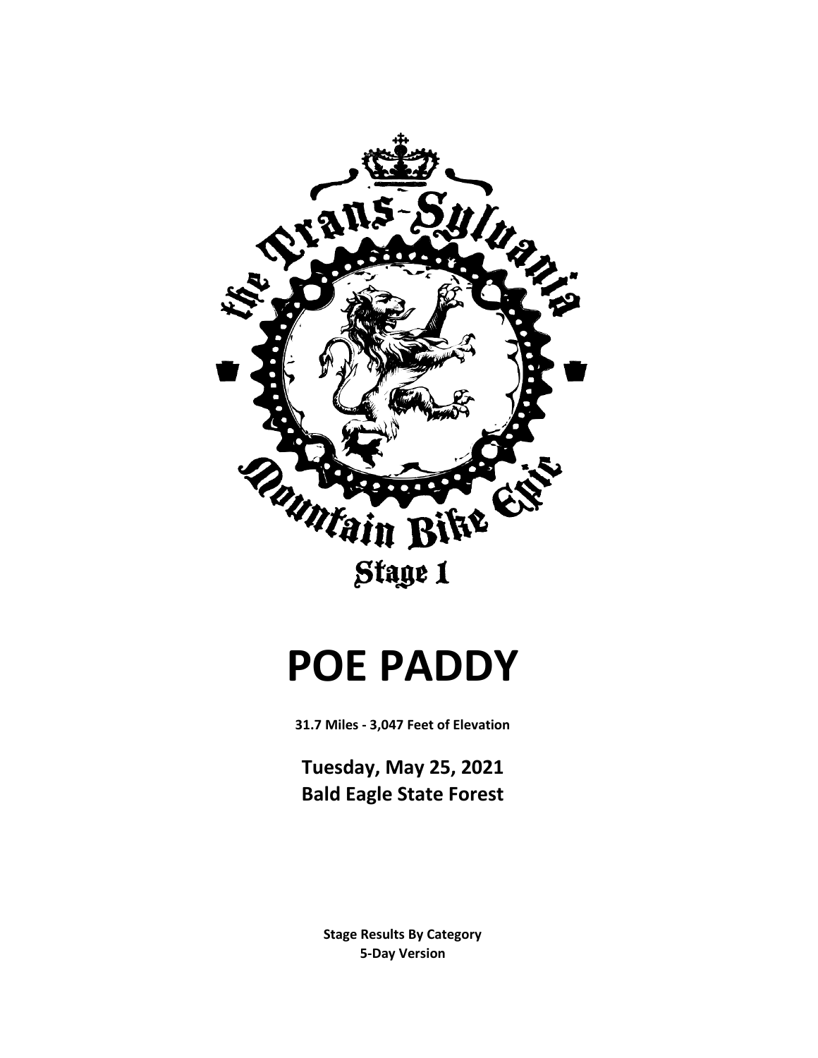the Trans-Sylvania Mountain Bike Epic

Stage 1

# POE PADDY

**31.7 Miles - 3,047 Feet of Elevation**

## Tuesday, May 25, 2021
## Bald Eagle State Forest

**Stage Results By Category**
**5-Day Version**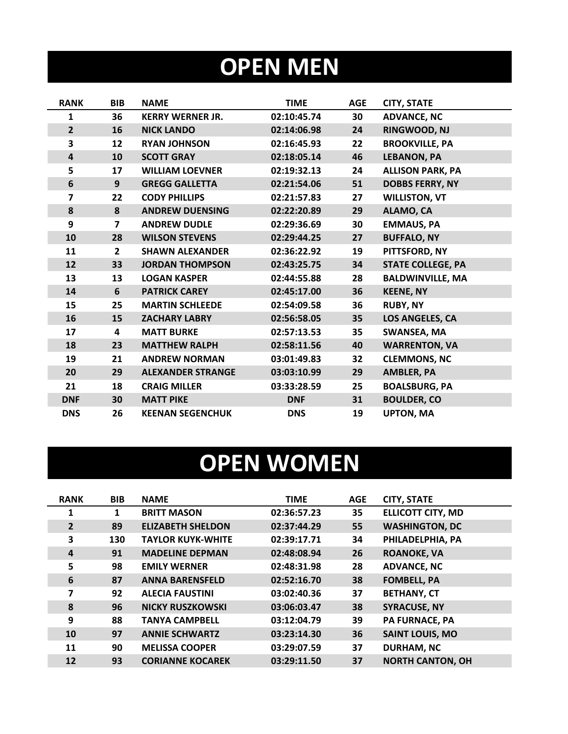# OPEN MEN

| RANK | BIB | NAME | TIME | AGE | CITY, STATE |
|---|---|---|---|---|---|
| 1 | 36 | KERRY WERNER JR. | 02:10:45.74 | 30 | ADVANCE, NC |
| 2 | 16 | NICK LANDO | 02:14:06.98 | 24 | RINGWOOD, NJ |
| 3 | 12 | RYAN JOHNSON | 02:16:45.93 | 22 | BROOKVILLE, PA |
| 4 | 10 | SCOTT GRAY | 02:18:05.14 | 46 | LEBANON, PA |
| 5 | 17 | WILLIAM LOEVNER | 02:19:32.13 | 24 | ALLISON PARK, PA |
| 6 | 9 | GREGG GALLETTA | 02:21:54.06 | 51 | DOBBS FERRY, NY |
| 7 | 22 | CODY PHILLIPS | 02:21:57.83 | 27 | WILLISTON, VT |
| 8 | 8 | ANDREW DUENSING | 02:22:20.89 | 29 | ALAMO, CA |
| 9 | 7 | ANDREW DUDLE | 02:29:36.69 | 30 | EMMAUS, PA |
| 10 | 28 | WILSON STEVENS | 02:29:44.25 | 27 | BUFFALO, NY |
| 11 | 2 | SHAWN ALEXANDER | 02:36:22.92 | 19 | PITTSFORD, NY |
| 12 | 33 | JORDAN THOMPSON | 02:43:25.75 | 34 | STATE COLLEGE, PA |
| 13 | 13 | LOGAN KASPER | 02:44:55.88 | 28 | BALDWINVILLE, MA |
| 14 | 6 | PATRICK CAREY | 02:45:17.00 | 36 | KEENE, NY |
| 15 | 25 | MARTIN SCHLEEDE | 02:54:09.58 | 36 | RUBY, NY |
| 16 | 15 | ZACHARY LABRY | 02:56:58.05 | 35 | LOS ANGELES, CA |
| 17 | 4 | MATT BURKE | 02:57:13.53 | 35 | SWANSEA, MA |
| 18 | 23 | MATTHEW RALPH | 02:58:11.56 | 40 | WARRENTON, VA |
| 19 | 21 | ANDREW NORMAN | 03:01:49.83 | 32 | CLEMMONS, NC |
| 20 | 29 | ALEXANDER STRANGE | 03:03:10.99 | 29 | AMBLER, PA |
| 21 | 18 | CRAIG MILLER | 03:33:28.59 | 25 | BOALSBURG, PA |
| DNF | 30 | MATT PIKE | DNF | 31 | BOULDER, CO |
| DNS | 26 | KEENAN SEGENCHUK | DNS | 19 | UPTON, MA |

# OPEN WOMEN

| RANK | BIB | NAME | TIME | AGE | CITY, STATE |
|---|---|---|---|---|---|
| 1 | 1 | BRITT MASON | 02:36:57.23 | 35 | ELLICOTT CITY, MD |
| 2 | 89 | ELIZABETH SHELDON | 02:37:44.29 | 55 | WASHINGTON, DC |
| 3 | 130 | TAYLOR KUYK-WHITE | 02:39:17.71 | 34 | PHILADELPHIA, PA |
| 4 | 91 | MADELINE DEPMAN | 02:48:08.94 | 26 | ROANOKE, VA |
| 5 | 98 | EMILY WERNER | 02:48:31.98 | 28 | ADVANCE, NC |
| 6 | 87 | ANNA BARENSFELD | 02:52:16.70 | 38 | FOMBELL, PA |
| 7 | 92 | ALECIA FAUSTINI | 03:02:40.36 | 37 | BETHANY, CT |
| 8 | 96 | NICKY RUSZKOWSKI | 03:06:03.47 | 38 | SYRACUSE, NY |
| 9 | 88 | TANYA CAMPBELL | 03:12:04.79 | 39 | PA FURNACE, PA |
| 10 | 97 | ANNIE SCHWARTZ | 03:23:14.30 | 36 | SAINT LOUIS, MO |
| 11 | 90 | MELISSA COOPER | 03:29:07.59 | 37 | DURHAM, NC |
| 12 | 93 | CORIANNE KOCAREK | 03:29:11.50 | 37 | NORTH CANTON, OH |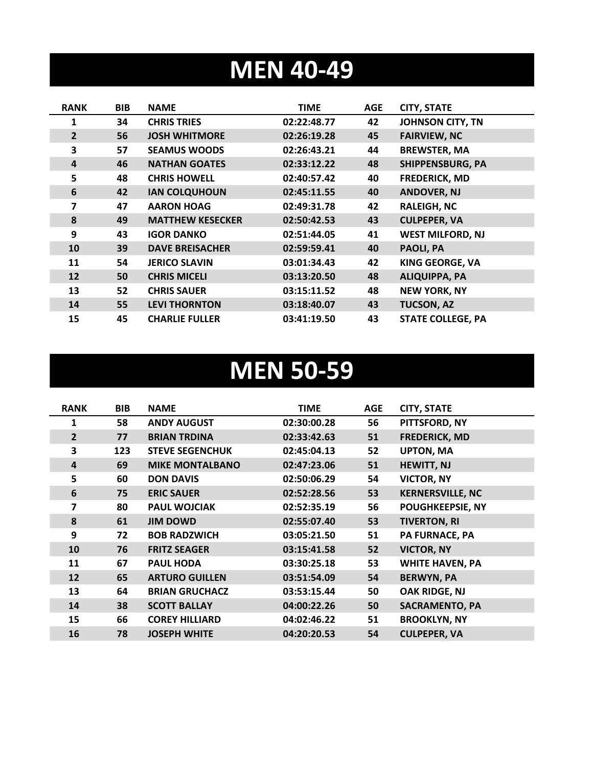# MEN 40-49

| RANK | BIB | NAME | TIME | AGE | CITY, STATE |
|---|---|---|---|---|---|
| 1 | 34 | CHRIS TRIES | 02:22:48.77 | 42 | JOHNSON CITY, TN |
| 2 | 56 | JOSH WHITMORE | 02:26:19.28 | 45 | FAIRVIEW, NC |
| 3 | 57 | SEAMUS WOODS | 02:26:43.21 | 44 | BREWSTER, MA |
| 4 | 46 | NATHAN GOATES | 02:33:12.22 | 48 | SHIPPENSBURG, PA |
| 5 | 48 | CHRIS HOWELL | 02:40:57.42 | 40 | FREDERICK, MD |
| 6 | 42 | IAN COLQUHOUN | 02:45:11.55 | 40 | ANDOVER, NJ |
| 7 | 47 | AARON HOAG | 02:49:31.78 | 42 | RALEIGH, NC |
| 8 | 49 | MATTHEW KESECKER | 02:50:42.53 | 43 | CULPEPER, VA |
| 9 | 43 | IGOR DANKO | 02:51:44.05 | 41 | WEST MILFORD, NJ |
| 10 | 39 | DAVE BREISACHER | 02:59:59.41 | 40 | PAOLI, PA |
| 11 | 54 | JERICO SLAVIN | 03:01:34.43 | 42 | KING GEORGE, VA |
| 12 | 50 | CHRIS MICELI | 03:13:20.50 | 48 | ALIQUIPPA, PA |
| 13 | 52 | CHRIS SAUER | 03:15:11.52 | 48 | NEW YORK, NY |
| 14 | 55 | LEVI THORNTON | 03:18:40.07 | 43 | TUCSON, AZ |
| 15 | 45 | CHARLIE FULLER | 03:41:19.50 | 43 | STATE COLLEGE, PA |

# MEN 50-59

| RANK | BIB | NAME | TIME | AGE | CITY, STATE |
|---|---|---|---|---|---|
| 1 | 58 | ANDY AUGUST | 02:30:00.28 | 56 | PITTSFORD, NY |
| 2 | 77 | BRIAN TRDINA | 02:33:42.63 | 51 | FREDERICK, MD |
| 3 | 123 | STEVE SEGENCHUK | 02:45:04.13 | 52 | UPTON, MA |
| 4 | 69 | MIKE MONTALBANO | 02:47:23.06 | 51 | HEWITT, NJ |
| 5 | 60 | DON DAVIS | 02:50:06.29 | 54 | VICTOR, NY |
| 6 | 75 | ERIC SAUER | 02:52:28.56 | 53 | KERNERSVILLE, NC |
| 7 | 80 | PAUL WOJCIAK | 02:52:35.19 | 56 | POUGHKEEPSIE, NY |
| 8 | 61 | JIM DOWD | 02:55:07.40 | 53 | TIVERTON, RI |
| 9 | 72 | BOB RADZWICH | 03:05:21.50 | 51 | PA FURNACE, PA |
| 10 | 76 | FRITZ SEAGER | 03:15:41.58 | 52 | VICTOR, NY |
| 11 | 67 | PAUL HODA | 03:30:25.18 | 53 | WHITE HAVEN, PA |
| 12 | 65 | ARTURO GUILLEN | 03:51:54.09 | 54 | BERWYN, PA |
| 13 | 64 | BRIAN GRUCHACZ | 03:53:15.44 | 50 | OAK RIDGE, NJ |
| 14 | 38 | SCOTT BALLAY | 04:00:22.26 | 50 | SACRAMENTO, PA |
| 15 | 66 | COREY HILLIARD | 04:02:46.22 | 51 | BROOKLYN, NY |
| 16 | 78 | JOSEPH WHITE | 04:20:20.53 | 54 | CULPEPER, VA |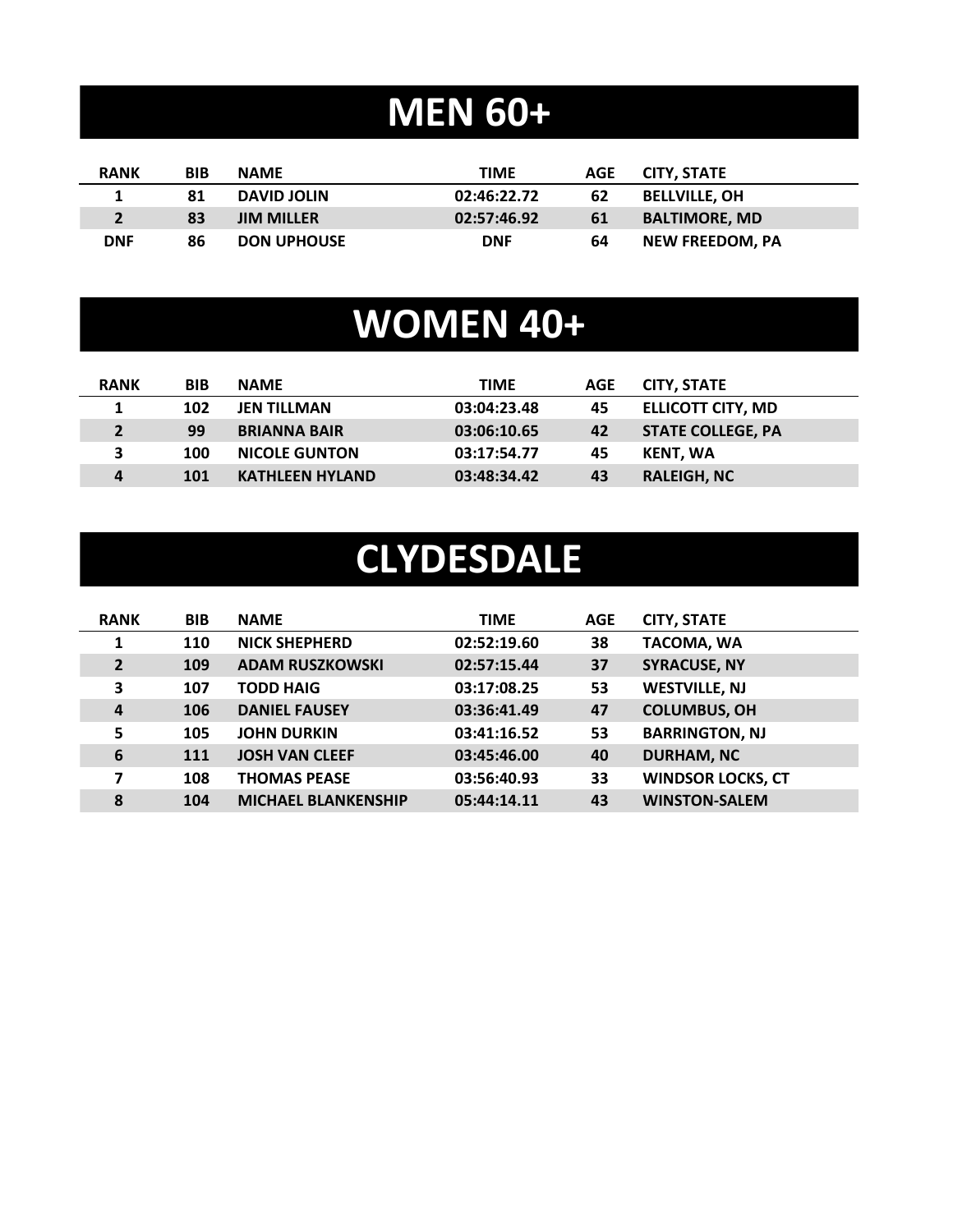# MEN 60+

| RANK | BIB | NAME | TIME | AGE | CITY, STATE |
|---|---|---|---|---|---|
| 1 | 81 | DAVID JOLIN | 02:46:22.72 | 62 | BELLVILLE, OH |
| 2 | 83 | JIM MILLER | 02:57:46.92 | 61 | BALTIMORE, MD |
| DNF | 86 | DON UPHOUSE | DNF | 64 | NEW FREEDOM, PA |

# WOMEN 40+

| RANK | BIB | NAME | TIME | AGE | CITY, STATE |
|---|---|---|---|---|---|
| 1 | 102 | JEN TILLMAN | 03:04:23.48 | 45 | ELLICOTT CITY, MD |
| 2 | 99 | BRIANNA BAIR | 03:06:10.65 | 42 | STATE COLLEGE, PA |
| 3 | 100 | NICOLE GUNTON | 03:17:54.77 | 45 | KENT, WA |
| 4 | 101 | KATHLEEN HYLAND | 03:48:34.42 | 43 | RALEIGH, NC |

# CLYDESDALE

| RANK | BIB | NAME | TIME | AGE | CITY, STATE |
|---|---|---|---|---|---|
| 1 | 110 | NICK SHEPHERD | 02:52:19.60 | 38 | TACOMA, WA |
| 2 | 109 | ADAM RUSZKOWSKI | 02:57:15.44 | 37 | SYRACUSE, NY |
| 3 | 107 | TODD HAIG | 03:17:08.25 | 53 | WESTVILLE, NJ |
| 4 | 106 | DANIEL FAUSEY | 03:36:41.49 | 47 | COLUMBUS, OH |
| 5 | 105 | JOHN DURKIN | 03:41:16.52 | 53 | BARRINGTON, NJ |
| 6 | 111 | JOSH VAN CLEEF | 03:45:46.00 | 40 | DURHAM, NC |
| 7 | 108 | THOMAS PEASE | 03:56:40.93 | 33 | WINDSOR LOCKS, CT |
| 8 | 104 | MICHAEL BLANKENSHIP | 05:44:14.11 | 43 | WINSTON-SALEM |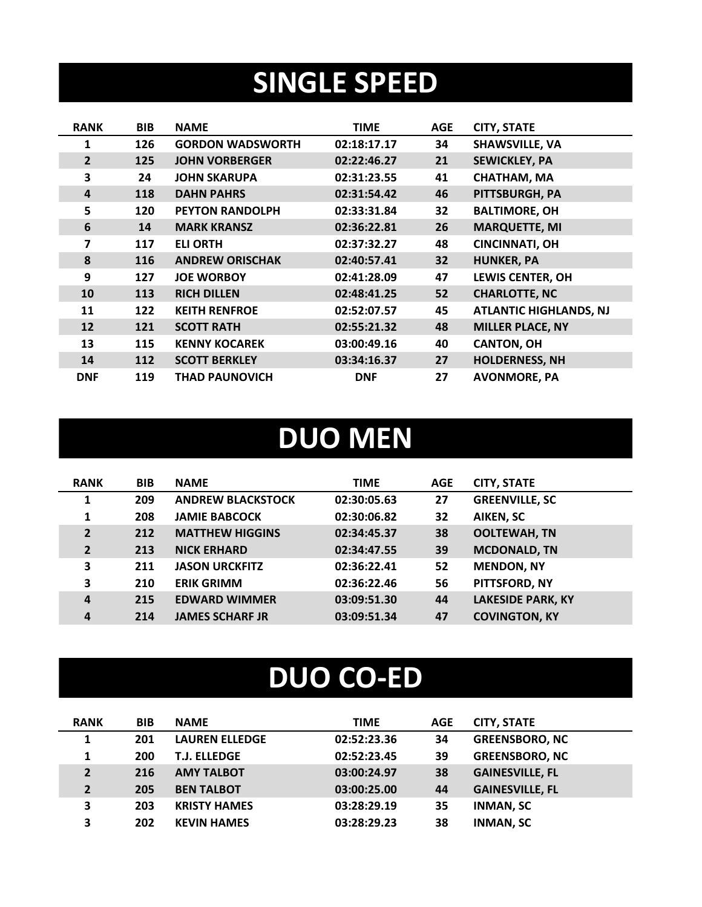# SINGLE SPEED

| RANK | BIB | NAME | TIME | AGE | CITY, STATE |
|---|---|---|---|---|---|
| 1 | 126 | GORDON WADSWORTH | 02:18:17.17 | 34 | SHAWSVILLE, VA |
| 2 | 125 | JOHN VORBERGER | 02:22:46.27 | 21 | SEWICKLEY, PA |
| 3 | 24 | JOHN SKARUPA | 02:31:23.55 | 41 | CHATHAM, MA |
| 4 | 118 | DAHN PAHRS | 02:31:54.42 | 46 | PITTSBURGH, PA |
| 5 | 120 | PEYTON RANDOLPH | 02:33:31.84 | 32 | BALTIMORE, OH |
| 6 | 14 | MARK KRANSZ | 02:36:22.81 | 26 | MARQUETTE, MI |
| 7 | 117 | ELI ORTH | 02:37:32.27 | 48 | CINCINNATI, OH |
| 8 | 116 | ANDREW ORISCHAK | 02:40:57.41 | 32 | HUNKER, PA |
| 9 | 127 | JOE WORBOY | 02:41:28.09 | 47 | LEWIS CENTER, OH |
| 10 | 113 | RICH DILLEN | 02:48:41.25 | 52 | CHARLOTTE, NC |
| 11 | 122 | KEITH RENFROE | 02:52:07.57 | 45 | ATLANTIC HIGHLANDS, NJ |
| 12 | 121 | SCOTT RATH | 02:55:21.32 | 48 | MILLER PLACE, NY |
| 13 | 115 | KENNY KOCAREK | 03:00:49.16 | 40 | CANTON, OH |
| 14 | 112 | SCOTT BERKLEY | 03:34:16.37 | 27 | HOLDERNESS, NH |
| DNF | 119 | THAD PAUNOVICH | DNF | 27 | AVONMORE, PA |

# DUO MEN

| RANK | BIB | NAME | TIME | AGE | CITY, STATE |
|---|---|---|---|---|---|
| 1 | 209 | ANDREW BLACKSTOCK | 02:30:05.63 | 27 | GREENVILLE, SC |
| 1 | 208 | JAMIE BABCOCK | 02:30:06.82 | 32 | AIKEN, SC |
| 2 | 212 | MATTHEW HIGGINS | 02:34:45.37 | 38 | OOLTEWAH, TN |
| 2 | 213 | NICK ERHARD | 02:34:47.55 | 39 | MCDONALD, TN |
| 3 | 211 | JASON URCKFITZ | 02:36:22.41 | 52 | MENDON, NY |
| 3 | 210 | ERIK GRIMM | 02:36:22.46 | 56 | PITTSFORD, NY |
| 4 | 215 | EDWARD WIMMER | 03:09:51.30 | 44 | LAKESIDE PARK, KY |
| 4 | 214 | JAMES SCHARF JR | 03:09:51.34 | 47 | COVINGTON, KY |

# DUO CO-ED

| RANK | BIB | NAME | TIME | AGE | CITY, STATE |
|---|---|---|---|---|---|
| 1 | 201 | LAUREN ELLEDGE | 02:52:23.36 | 34 | GREENSBORO, NC |
| 1 | 200 | T.J. ELLEDGE | 02:52:23.45 | 39 | GREENSBORO, NC |
| 2 | 216 | AMY TALBOT | 03:00:24.97 | 38 | GAINESVILLE, FL |
| 2 | 205 | BEN TALBOT | 03:00:25.00 | 44 | GAINESVILLE, FL |
| 3 | 203 | KRISTY HAMES | 03:28:29.19 | 35 | INMAN, SC |
| 3 | 202 | KEVIN HAMES | 03:28:29.23 | 38 | INMAN, SC |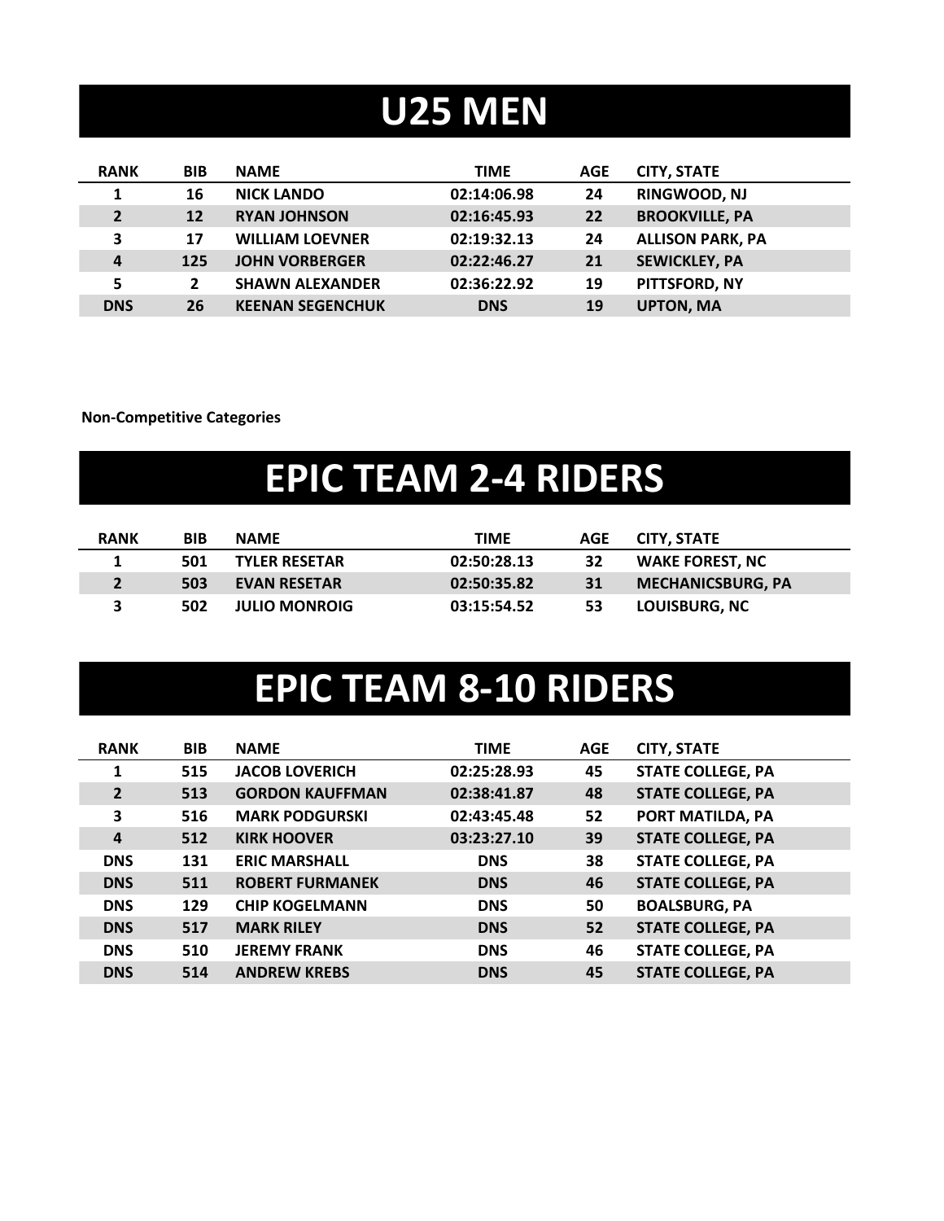# U25 MEN

| RANK | BIB | NAME | TIME | AGE | CITY, STATE |
|---|---|---|---|---|---|
| 1 | 16 | NICK LANDO | 02:14:06.98 | 24 | RINGWOOD, NJ |
| 2 | 12 | RYAN JOHNSON | 02:16:45.93 | 22 | BROOKVILLE, PA |
| 3 | 17 | WILLIAM LOEVNER | 02:19:32.13 | 24 | ALLISON PARK, PA |
| 4 | 125 | JOHN VORBERGER | 02:22:46.27 | 21 | SEWICKLEY, PA |
| 5 | 2 | SHAWN ALEXANDER | 02:36:22.92 | 19 | PITTSFORD, NY |
| DNS | 26 | KEENAN SEGENCHUK | DNS | 19 | UPTON, MA |

**Non-Competitive Categories**

# EPIC TEAM 2-4 RIDERS

| RANK | BIB | NAME | TIME | AGE | CITY, STATE |
|---|---|---|---|---|---|
| 1 | 501 | TYLER RESETAR | 02:50:28.13 | 32 | WAKE FOREST, NC |
| 2 | 503 | EVAN RESETAR | 02:50:35.82 | 31 | MECHANICSBURG, PA |
| 3 | 502 | JULIO MONROIG | 03:15:54.52 | 53 | LOUISBURG, NC |

# EPIC TEAM 8-10 RIDERS

| RANK | BIB | NAME | TIME | AGE | CITY, STATE |
|---|---|---|---|---|---|
| 1 | 515 | JACOB LOVERICH | 02:25:28.93 | 45 | STATE COLLEGE, PA |
| 2 | 513 | GORDON KAUFFMAN | 02:38:41.87 | 48 | STATE COLLEGE, PA |
| 3 | 516 | MARK PODGURSKI | 02:43:45.48 | 52 | PORT MATILDA, PA |
| 4 | 512 | KIRK HOOVER | 03:23:27.10 | 39 | STATE COLLEGE, PA |
| DNS | 131 | ERIC MARSHALL | DNS | 38 | STATE COLLEGE, PA |
| DNS | 511 | ROBERT FURMANEK | DNS | 46 | STATE COLLEGE, PA |
| DNS | 129 | CHIP KOGELMANN | DNS | 50 | BOALSBURG, PA |
| DNS | 517 | MARK RILEY | DNS | 52 | STATE COLLEGE, PA |
| DNS | 510 | JEREMY FRANK | DNS | 46 | STATE COLLEGE, PA |
| DNS | 514 | ANDREW KREBS | DNS | 45 | STATE COLLEGE, PA |